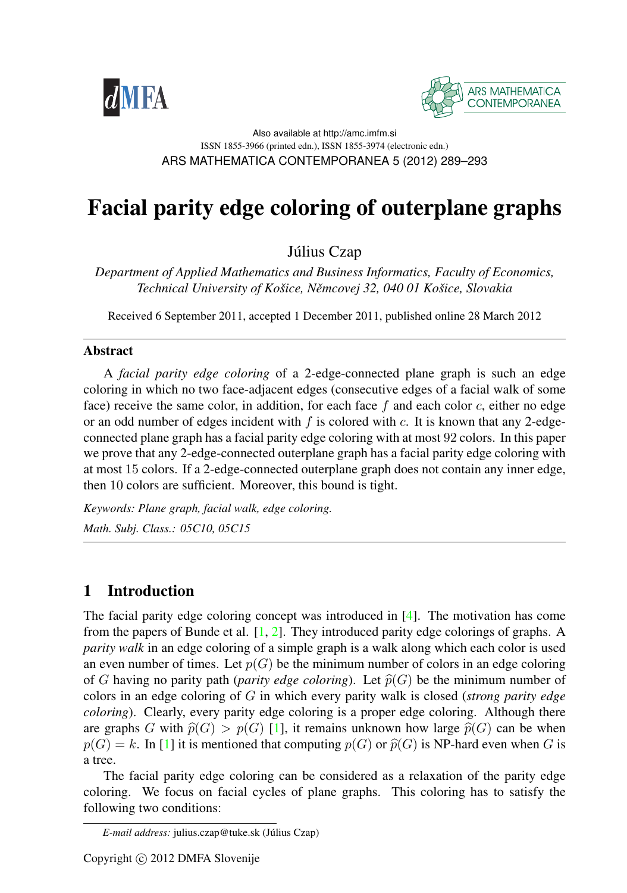Also available at http://amc.imfm.si

ISSN 1855-3966 (printed edn.), ISSN 1855-3974 (electronic edn.)

ARS MATHEMATICA CONTEMPORANEA 5 (2012) 289–293

# Facial parity edge coloring of outerplane graphs

Július Czap

*Department of Applied Mathematics and Business Informatics, Faculty of Economics, Technical University of Košice, Němcovej 32, 040 01 Košice, Slovakia*

Received 6 September 2011, accepted 1 December 2011, published online 28 March 2012

## Abstract

A *facial parity edge coloring* of a 2-edge-connected plane graph is such an edge coloring in which no two face-adjacent edges (consecutive edges of a facial walk of some face) receive the same color, in addition, for each face $f$ and each color $c$, either no edge or an odd number of edges incident with $f$ is colored with $c$. It is known that any 2-edge-connected plane graph has a facial parity edge coloring with at most 92 colors. In this paper we prove that any 2-edge-connected outerplane graph has a facial parity edge coloring with at most 15 colors. If a 2-edge-connected outerplane graph does not contain any inner edge, then 10 colors are sufficient. Moreover, this bound is tight.

*Keywords: Plane graph, facial walk, edge coloring.*

*Math. Subj. Class.: 05C10, 05C15*

## 1 Introduction

The facial parity edge coloring concept was introduced in [4]. The motivation has come from the papers of Bunde et al. [1, 2]. They introduced parity edge colorings of graphs. A *parity walk* in an edge coloring of a simple graph is a walk along which each color is used an even number of times. Let $p(G)$ be the minimum number of colors in an edge coloring of $G$ having no parity path (*parity edge coloring*). Let $\widehat{p}(G)$ be the minimum number of colors in an edge coloring of $G$ in which every parity walk is closed (*strong parity edge coloring*). Clearly, every parity edge coloring is a proper edge coloring. Although there are graphs $G$ with $\widehat{p}(G) > p(G)$ [1], it remains unknown how large $\widehat{p}(G)$ can be when $p(G) = k$. In [1] it is mentioned that computing $p(G)$ or $\widehat{p}(G)$ is NP-hard even when $G$ is a tree.

The facial parity edge coloring can be considered as a relaxation of the parity edge coloring. We focus on facial cycles of plane graphs. This coloring has to satisfy the following two conditions:

*E-mail address:* julius.czap@tuke.sk (Július Czap)

Copyright © 2012 DMFA Slovenije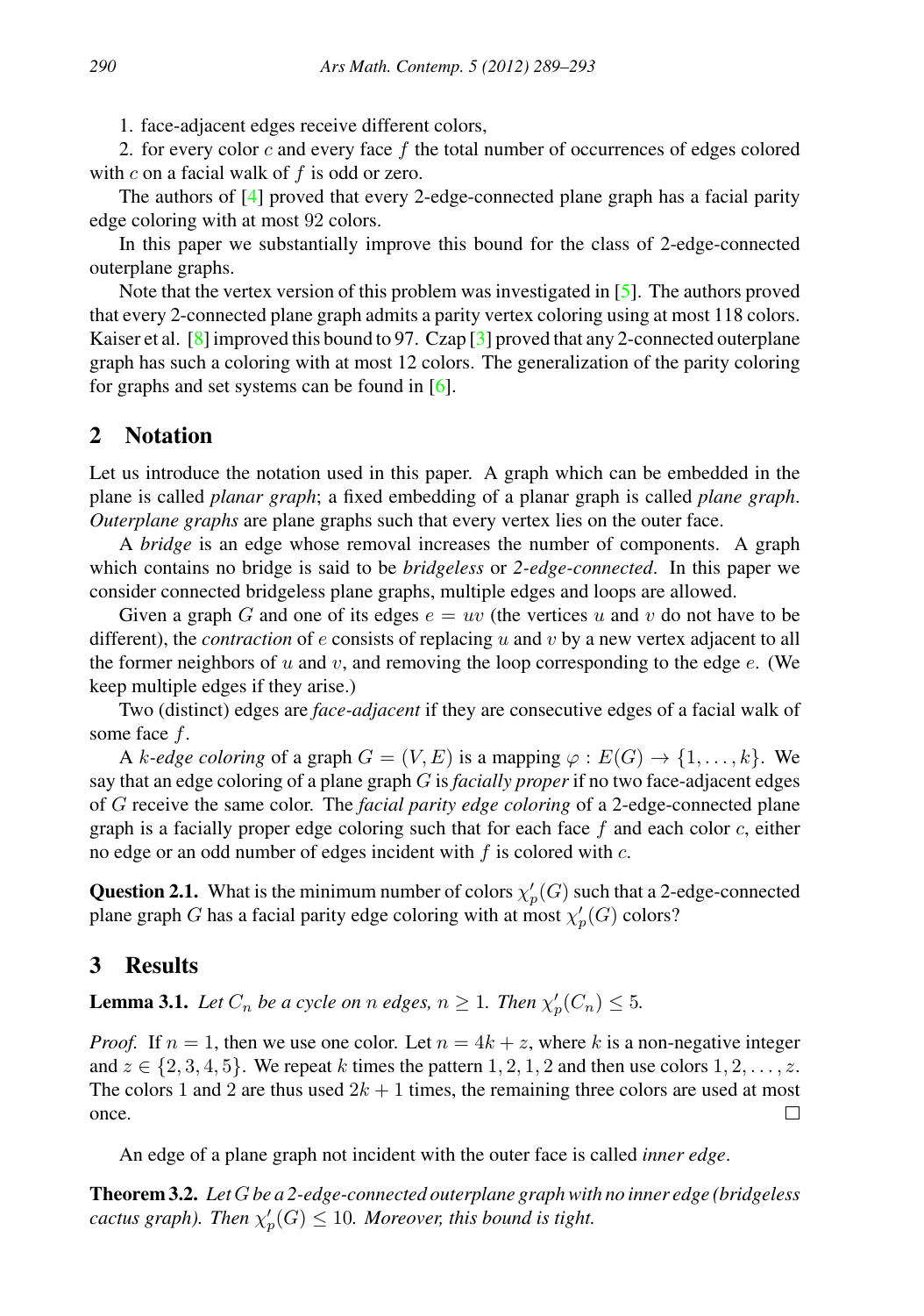1. face-adjacent edges receive different colors,

2. for every color $c$ and every face $f$ the total number of occurrences of edges colored with $c$ on a facial walk of $f$ is odd or zero.

The authors of [4] proved that every 2-edge-connected plane graph has a facial parity edge coloring with at most 92 colors.

In this paper we substantially improve this bound for the class of 2-edge-connected outerplane graphs.

Note that the vertex version of this problem was investigated in [5]. The authors proved that every 2-connected plane graph admits a parity vertex coloring using at most 118 colors. Kaiser et al. [8] improved this bound to 97. Czap [3] proved that any 2-connected outerplane graph has such a coloring with at most 12 colors. The generalization of the parity coloring for graphs and set systems can be found in [6].

## 2 Notation

Let us introduce the notation used in this paper. A graph which can be embedded in the plane is called *planar graph*; a fixed embedding of a planar graph is called *plane graph*. *Outerplane graphs* are plane graphs such that every vertex lies on the outer face.

A *bridge* is an edge whose removal increases the number of components. A graph which contains no bridge is said to be *bridgeless* or *2-edge-connected*. In this paper we consider connected bridgeless plane graphs, multiple edges and loops are allowed.

Given a graph $G$ and one of its edges $e = uv$ (the vertices $u$ and $v$ do not have to be different), the *contraction* of $e$ consists of replacing $u$ and $v$ by a new vertex adjacent to all the former neighbors of $u$ and $v$, and removing the loop corresponding to the edge $e$. (We keep multiple edges if they arise.)

Two (distinct) edges are *face-adjacent* if they are consecutive edges of a facial walk of some face $f$.

A *$k$-edge coloring* of a graph $G = (V, E)$ is a mapping $\varphi : E(G) \to \{1, \dots, k\}$. We say that an edge coloring of a plane graph $G$ is *facially proper* if no two face-adjacent edges of $G$ receive the same color. The *facial parity edge coloring* of a 2-edge-connected plane graph is a facially proper edge coloring such that for each face $f$ and each color $c$, either no edge or an odd number of edges incident with $f$ is colored with $c$.

**Question 2.1.** What is the minimum number of colors $\chi'_p(G)$ such that a 2-edge-connected plane graph $G$ has a facial parity edge coloring with at most $\chi'_p(G)$ colors?

## 3 Results

**Lemma 3.1.** *Let $C_n$ be a cycle on $n$ edges, $n \geq 1$. Then $\chi'_p(C_n) \leq 5$.*

*Proof.* If $n = 1$, then we use one color. Let $n = 4k + z$, where $k$ is a non-negative integer and $z \in \{2, 3, 4, 5\}$. We repeat $k$ times the pattern $1, 2, 1, 2$ and then use colors $1, 2, \dots, z$. The colors 1 and 2 are thus used $2k + 1$ times, the remaining three colors are used at most once. □

An edge of a plane graph not incident with the outer face is called *inner edge*.

**Theorem 3.2.** *Let $G$ be a 2-edge-connected outerplane graph with no inner edge (bridgeless cactus graph). Then $\chi'_p(G) \leq 10$. Moreover, this bound is tight.*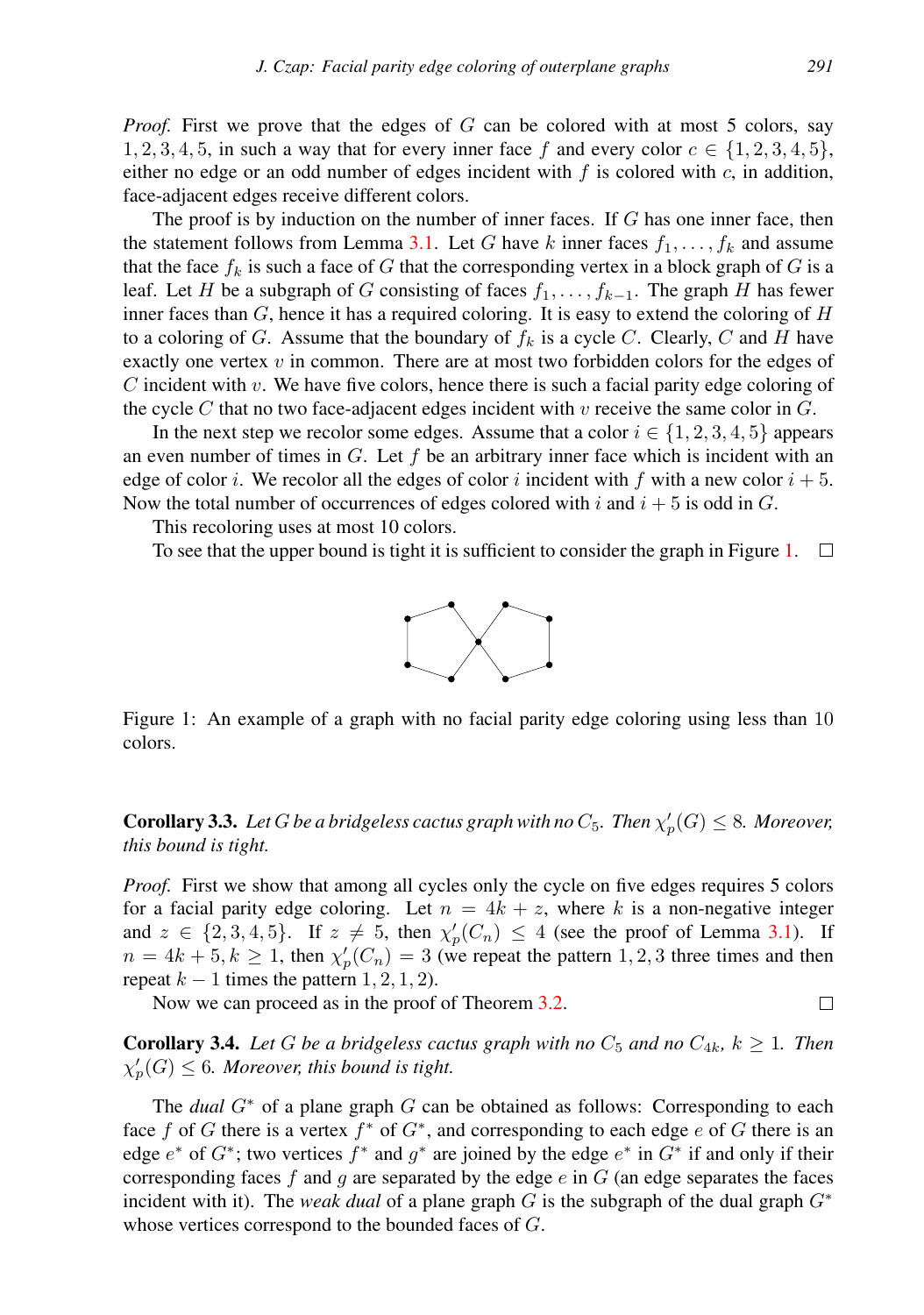*Proof.* First we prove that the edges of $G$ can be colored with at most 5 colors, say $1, 2, 3, 4, 5$, in such a way that for every inner face $f$ and every color $c \in \{1, 2, 3, 4, 5\}$, either no edge or an odd number of edges incident with $f$ is colored with $c$, in addition, face-adjacent edges receive different colors.

The proof is by induction on the number of inner faces. If $G$ has one inner face, then the statement follows from Lemma 3.1. Let $G$ have $k$ inner faces $f_1, \ldots, f_k$ and assume that the face $f_k$ is such a face of $G$ that the corresponding vertex in a block graph of $G$ is a leaf. Let $H$ be a subgraph of $G$ consisting of faces $f_1, \ldots, f_{k-1}$. The graph $H$ has fewer inner faces than $G$, hence it has a required coloring. It is easy to extend the coloring of $H$ to a coloring of $G$. Assume that the boundary of $f_k$ is a cycle $C$. Clearly, $C$ and $H$ have exactly one vertex $v$ in common. There are at most two forbidden colors for the edges of $C$ incident with $v$. We have five colors, hence there is such a facial parity edge coloring of the cycle $C$ that no two face-adjacent edges incident with $v$ receive the same color in $G$.

In the next step we recolor some edges. Assume that a color $i \in \{1, 2, 3, 4, 5\}$ appears an even number of times in $G$. Let $f$ be an arbitrary inner face which is incident with an edge of color $i$. We recolor all the edges of color $i$ incident with $f$ with a new color $i + 5$. Now the total number of occurrences of edges colored with $i$ and $i + 5$ is odd in $G$.

This recoloring uses at most 10 colors.

To see that the upper bound is tight it is sufficient to consider the graph in Figure 1. $\square$

Figure 1: An example of a graph with no facial parity edge coloring using less than 10 colors.

**Corollary 3.3.** *Let $G$ be a bridgeless cactus graph with no $C_5$. Then $\chi'_p(G) \leq 8$. Moreover, this bound is tight.*

*Proof.* First we show that among all cycles only the cycle on five edges requires 5 colors for a facial parity edge coloring. Let $n = 4k + z$, where $k$ is a non-negative integer and $z \in \{2, 3, 4, 5\}$. If $z \neq 5$, then $\chi'_p(C_n) \leq 4$ (see the proof of Lemma 3.1). If $n = 4k + 5, k \geq 1$, then $\chi'_p(C_n) = 3$ (we repeat the pattern $1, 2, 3$ three times and then repeat $k - 1$ times the pattern $1, 2, 1, 2$).

Now we can proceed as in the proof of Theorem 3.2. $\square$

**Corollary 3.4.** *Let $G$ be a bridgeless cactus graph with no $C_5$ and no $C_{4k}$, $k \geq 1$. Then $\chi'_p(G) \leq 6$. Moreover, this bound is tight.*

The *dual* $G^*$ of a plane graph $G$ can be obtained as follows: Corresponding to each face $f$ of $G$ there is a vertex $f^*$ of $G^*$, and corresponding to each edge $e$ of $G$ there is an edge $e^*$ of $G^*$; two vertices $f^*$ and $g^*$ are joined by the edge $e^*$ in $G^*$ if and only if their corresponding faces $f$ and $g$ are separated by the edge $e$ in $G$ (an edge separates the faces incident with it). The *weak dual* of a plane graph $G$ is the subgraph of the dual graph $G^*$ whose vertices correspond to the bounded faces of $G$.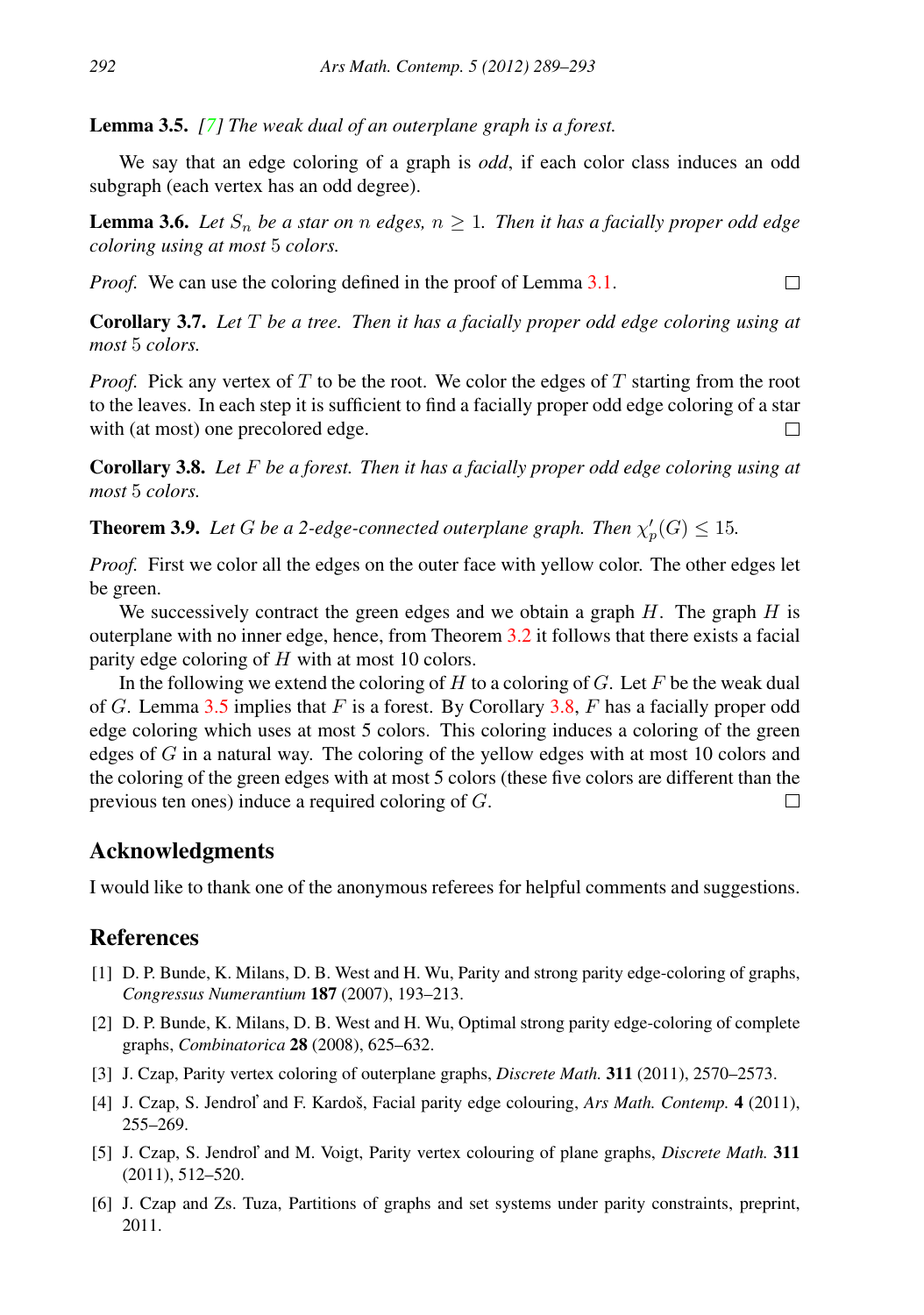**Lemma 3.5.** *[7] The weak dual of an outerplane graph is a forest.*

We say that an edge coloring of a graph is *odd*, if each color class induces an odd subgraph (each vertex has an odd degree).

**Lemma 3.6.** *Let $S_n$ be a star on $n$ edges, $n \geq 1$. Then it has a facially proper odd edge coloring using at most 5 colors.*

*Proof.* We can use the coloring defined in the proof of Lemma 3.1. □

**Corollary 3.7.** *Let $T$ be a tree. Then it has a facially proper odd edge coloring using at most 5 colors.*

*Proof.* Pick any vertex of $T$ to be the root. We color the edges of $T$ starting from the root to the leaves. In each step it is sufficient to find a facially proper odd edge coloring of a star with (at most) one precolored edge. □

**Corollary 3.8.** *Let $F$ be a forest. Then it has a facially proper odd edge coloring using at most 5 colors.*

**Theorem 3.9.** *Let $G$ be a 2-edge-connected outerplane graph. Then $\chi'_p(G) \leq 15$.*

*Proof.* First we color all the edges on the outer face with yellow color. The other edges let be green.

We successively contract the green edges and we obtain a graph $H$. The graph $H$ is outerplane with no inner edge, hence, from Theorem 3.2 it follows that there exists a facial parity edge coloring of $H$ with at most 10 colors.

In the following we extend the coloring of $H$ to a coloring of $G$. Let $F$ be the weak dual of $G$. Lemma 3.5 implies that $F$ is a forest. By Corollary 3.8, $F$ has a facially proper odd edge coloring which uses at most 5 colors. This coloring induces a coloring of the green edges of $G$ in a natural way. The coloring of the yellow edges with at most 10 colors and the coloring of the green edges with at most 5 colors (these five colors are different than the previous ten ones) induce a required coloring of $G$. □

## Acknowledgments

I would like to thank one of the anonymous referees for helpful comments and suggestions.

## References

[1] D. P. Bunde, K. Milans, D. B. West and H. Wu, Parity and strong parity edge-coloring of graphs, *Congressus Numerantium* **187** (2007), 193–213.

[2] D. P. Bunde, K. Milans, D. B. West and H. Wu, Optimal strong parity edge-coloring of complete graphs, *Combinatorica* **28** (2008), 625–632.

[3] J. Czap, Parity vertex coloring of outerplane graphs, *Discrete Math.* **311** (2011), 2570–2573.

[4] J. Czap, S. Jendroľ and F. Kardoš, Facial parity edge colouring, *Ars Math. Contemp.* **4** (2011), 255–269.

[5] J. Czap, S. Jendroľ and M. Voigt, Parity vertex colouring of plane graphs, *Discrete Math.* **311** (2011), 512–520.

[6] J. Czap and Zs. Tuza, Partitions of graphs and set systems under parity constraints, preprint, 2011.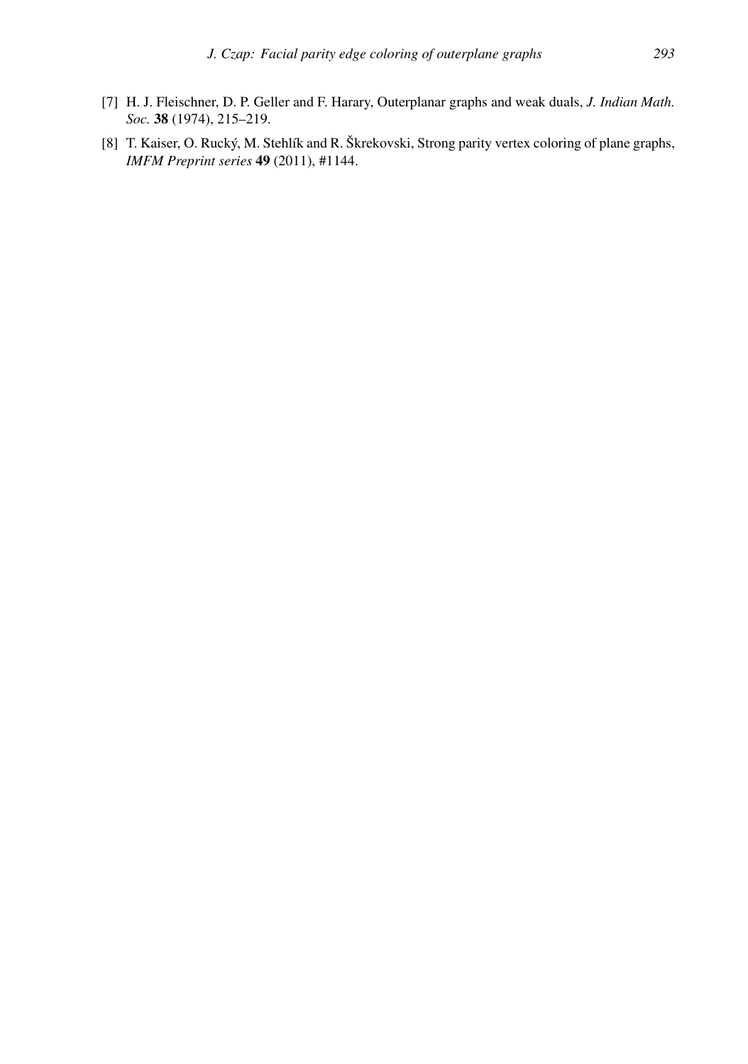[7] H. J. Fleischner, D. P. Geller and F. Harary, Outerplanar graphs and weak duals, *J. Indian Math. Soc.* **38** (1974), 215–219.

[8] T. Kaiser, O. Rucký, M. Stehlík and R. Škrekovski, Strong parity vertex coloring of plane graphs, *IMFM Preprint series* **49** (2011), #1144.